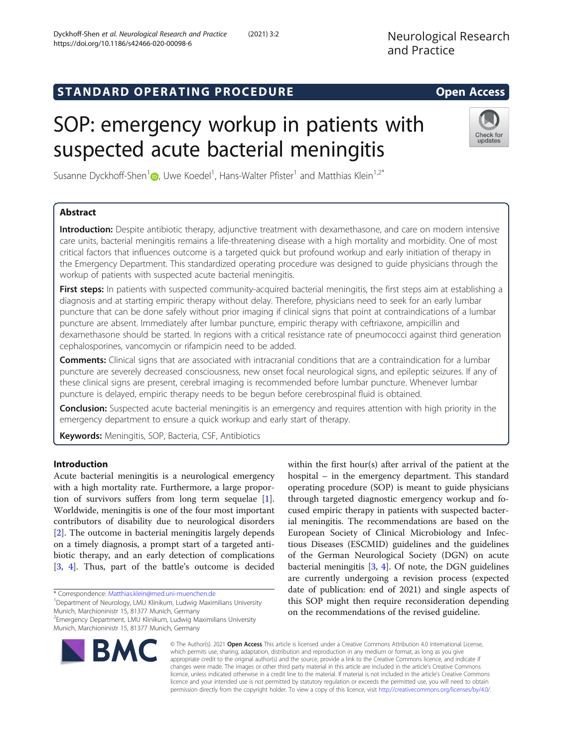STANDARD OPERATING PROCEDURE

Open Access

# SOP: emergency workup in patients with suspected acute bacterial meningitis

Susanne Dyckhoff-Shen[1], Uwe Koedel[1], Hans-Walter Pfister[1] and Matthias Klein[1,2*]

## Abstract

**Introduction:** Despite antibiotic therapy, adjunctive treatment with dexamethasone, and care on modern intensive care units, bacterial meningitis remains a life-threatening disease with a high mortality and morbidity. One of most critical factors that influences outcome is a targeted quick but profound workup and early initiation of therapy in the Emergency Department. This standardized operating procedure was designed to guide physicians through the workup of patients with suspected acute bacterial meningitis.

**First steps:** In patients with suspected community-acquired bacterial meningitis, the first steps aim at establishing a diagnosis and at starting empiric therapy without delay. Therefore, physicians need to seek for an early lumbar puncture that can be done safely without prior imaging if clinical signs that point at contraindications of a lumbar puncture are absent. Immediately after lumbar puncture, empiric therapy with ceftriaxone, ampicillin and dexamethasone should be started. In regions with a critical resistance rate of pneumococci against third generation cephalosporines, vancomycin or rifampicin need to be added.

**Comments:** Clinical signs that are associated with intracranial conditions that are a contraindication for a lumbar puncture are severely decreased consciousness, new onset focal neurological signs, and epileptic seizures. If any of these clinical signs are present, cerebral imaging is recommended before lumbar puncture. Whenever lumbar puncture is delayed, empiric therapy needs to be begun before cerebrospinal fluid is obtained.

**Conclusion:** Suspected acute bacterial meningitis is an emergency and requires attention with high priority in the emergency department to ensure a quick workup and early start of therapy.

**Keywords:** Meningitis, SOP, Bacteria, CSF, Antibiotics

## Introduction

Acute bacterial meningitis is a neurological emergency with a high mortality rate. Furthermore, a large proportion of survivors suffers from long term sequelae [1]. Worldwide, meningitis is one of the four most important contributors of disability due to neurological disorders [2]. The outcome in bacterial meningitis largely depends on a timely diagnosis, a prompt start of a targeted antibiotic therapy, and an early detection of complications [3, 4]. Thus, part of the battle's outcome is decided within the first hour(s) after arrival of the patient at the hospital – in the emergency department. This standard operating procedure (SOP) is meant to guide physicians through targeted diagnostic emergency workup and focused empiric therapy in patients with suspected bacterial meningitis. The recommendations are based on the European Society of Clinical Microbiology and Infectious Diseases (ESCMID) guidelines and the guidelines of the German Neurological Society (DGN) on acute bacterial meningitis [3, 4]. Of note, the DGN guidelines are currently undergoing a revision process (expected date of publication: end of 2021) and single aspects of this SOP might then require reconsideration depending on the recommendations of the revised guideline.

\* Correspondence: Matthias.klein@med.uni-muenchen.de
[1]Department of Neurology, LMU Klinikum, Ludwig Maximilians University Munich, Marchioninistr 15, 81377 Munich, Germany
[2]Emergency Department, LMU Klinikum, Ludwig Maximilians University Munich, Marchioninistr 15, 81377 Munich, Germany

© The Author(s). 2021 **Open Access** This article is licensed under a Creative Commons Attribution 4.0 International License, which permits use, sharing, adaptation, distribution and reproduction in any medium or format, as long as you give appropriate credit to the original author(s) and the source, provide a link to the Creative Commons licence, and indicate if changes were made. The images or other third party material in this article are included in the article's Creative Commons licence, unless indicated otherwise in a credit line to the material. If material is not included in the article's Creative Commons licence and your intended use is not permitted by statutory regulation or exceeds the permitted use, you will need to obtain permission directly from the copyright holder. To view a copy of this licence, visit http://creativecommons.org/licenses/by/4.0/.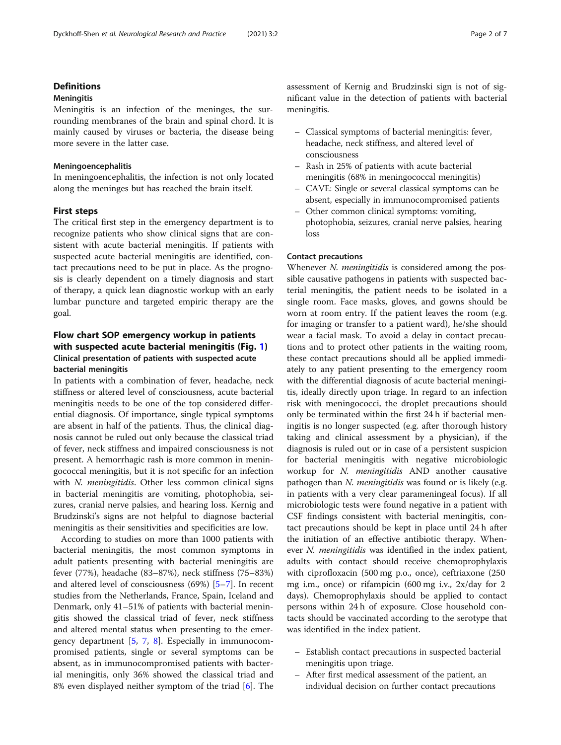## Definitions

### Meningitis

Meningitis is an infection of the meninges, the surrounding membranes of the brain and spinal chord. It is mainly caused by viruses or bacteria, the disease being more severe in the latter case.

### Meningoencephalitis

In meningoencephalitis, the infection is not only located along the meninges but has reached the brain itself.

## First steps

The critical first step in the emergency department is to recognize patients who show clinical signs that are consistent with acute bacterial meningitis. If patients with suspected acute bacterial meningitis are identified, contact precautions need to be put in place. As the prognosis is clearly dependent on a timely diagnosis and start of therapy, a quick lean diagnostic workup with an early lumbar puncture and targeted empiric therapy are the goal.

## Flow chart SOP emergency workup in patients with suspected acute bacterial meningitis (Fig. 1)

### Clinical presentation of patients with suspected acute bacterial meningitis

In patients with a combination of fever, headache, neck stiffness or altered level of consciousness, acute bacterial meningitis needs to be one of the top considered differential diagnosis. Of importance, single typical symptoms are absent in half of the patients. Thus, the clinical diagnosis cannot be ruled out only because the classical triad of fever, neck stiffness and impaired consciousness is not present. A hemorrhagic rash is more common in meningococcal meningitis, but it is not specific for an infection with *N. meningitidis*. Other less common clinical signs in bacterial meningitis are vomiting, photophobia, seizures, cranial nerve palsies, and hearing loss. Kernig and Brudzinski's signs are not helpful to diagnose bacterial meningitis as their sensitivities and specificities are low.

According to studies on more than 1000 patients with bacterial meningitis, the most common symptoms in adult patients presenting with bacterial meningitis are fever (77%), headache (83–87%), neck stiffness (75–83%) and altered level of consciousness (69%) [5–7]. In recent studies from the Netherlands, France, Spain, Iceland and Denmark, only 41–51% of patients with bacterial meningitis showed the classical triad of fever, neck stiffness and altered mental status when presenting to the emergency department [5, 7, 8]. Especially in immunocompromised patients, single or several symptoms can be absent, as in immunocompromised patients with bacterial meningitis, only 36% showed the classical triad and 8% even displayed neither symptom of the triad [6]. The assessment of Kernig and Brudzinski sign is not of significant value in the detection of patients with bacterial meningitis.

- Classical symptoms of bacterial meningitis: fever, headache, neck stiffness, and altered level of consciousness
- Rash in 25% of patients with acute bacterial meningitis (68% in meningococcal meningitis)
- CAVE: Single or several classical symptoms can be absent, especially in immunocompromised patients
- Other common clinical symptoms: vomiting, photophobia, seizures, cranial nerve palsies, hearing loss

### Contact precautions

Whenever *N. meningitidis* is considered among the possible causative pathogens in patients with suspected bacterial meningitis, the patient needs to be isolated in a single room. Face masks, gloves, and gowns should be worn at room entry. If the patient leaves the room (e.g. for imaging or transfer to a patient ward), he/she should wear a facial mask. To avoid a delay in contact precautions and to protect other patients in the waiting room, these contact precautions should all be applied immediately to any patient presenting to the emergency room with the differential diagnosis of acute bacterial meningitis, ideally directly upon triage. In regard to an infection risk with meningococci, the droplet precautions should only be terminated within the first 24 h if bacterial meningitis is no longer suspected (e.g. after thorough history taking and clinical assessment by a physician), if the diagnosis is ruled out or in case of a persistent suspicion for bacterial meningitis with negative microbiologic workup for *N. meningitidis* AND another causative pathogen than *N. meningitidis* was found or is likely (e.g. in patients with a very clear parameningeal focus). If all microbiologic tests were found negative in a patient with CSF findings consistent with bacterial meningitis, contact precautions should be kept in place until 24 h after the initiation of an effective antibiotic therapy. Whenever *N. meningitidis* was identified in the index patient, adults with contact should receive chemoprophylaxis with ciprofloxacin (500 mg p.o., once), ceftriaxone (250 mg i.m., once) or rifampicin (600 mg i.v., 2x/day for 2 days). Chemoprophylaxis should be applied to contact persons within 24 h of exposure. Close household contacts should be vaccinated according to the serotype that was identified in the index patient.

- Establish contact precautions in suspected bacterial meningitis upon triage.
- After first medical assessment of the patient, an individual decision on further contact precautions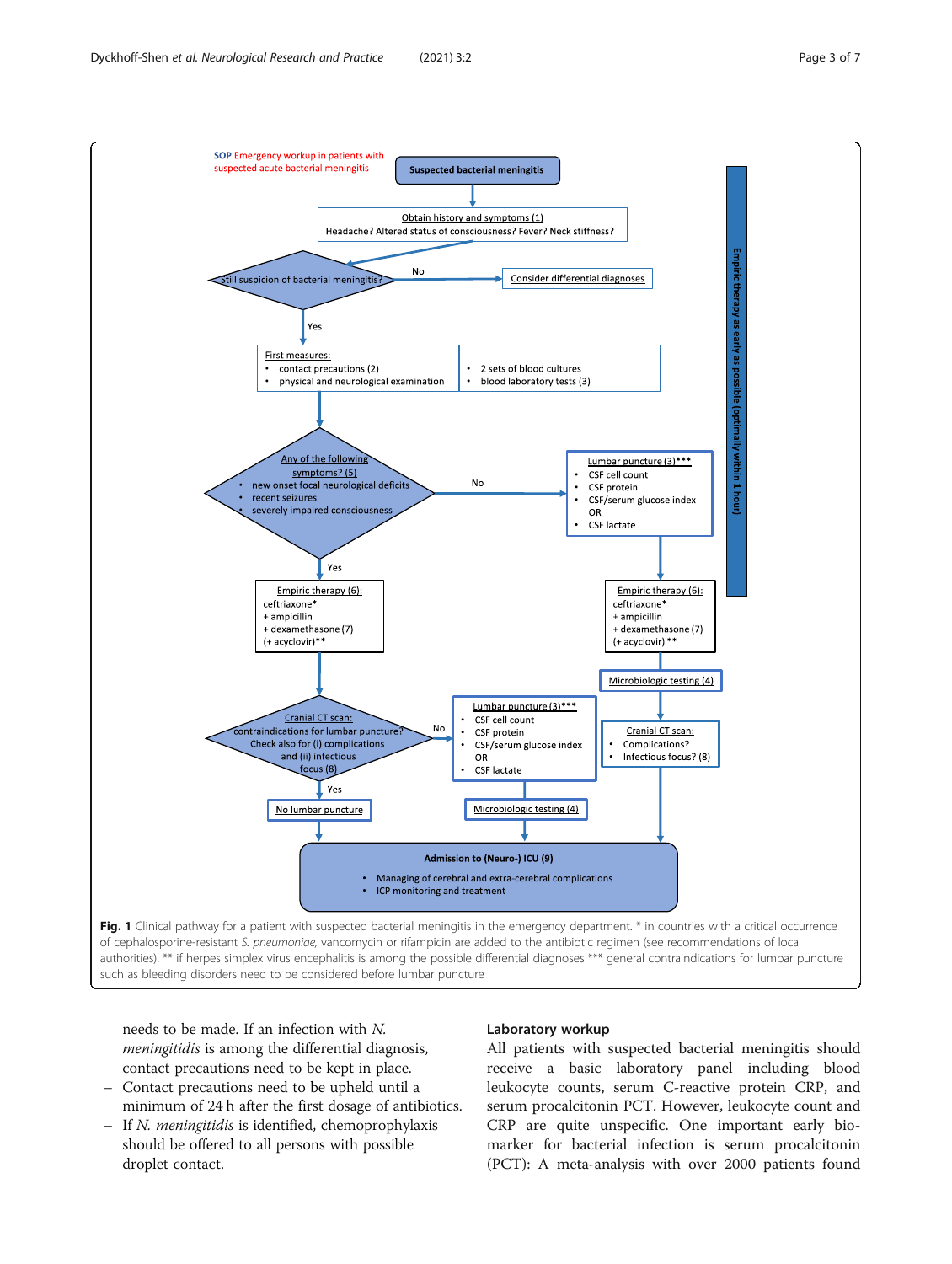SOP Emergency workup in patients with suspected acute bacterial meningitis

**Suspected bacterial meningitis**

Obtain history and symptoms (1)
Headache? Altered status of consciousness? Fever? Neck stiffness?

Still suspicion of bacterial meningitis?
- No → Consider differential diagnoses
- Yes → First measures:
  - contact precautions (2)
  - physical and neurological examination
  - 2 sets of blood cultures
  - blood laboratory tests (3)

Any of the following symptoms? (5)
- new onset focal neurological deficits
- recent seizures
- severely impaired consciousness

No → Lumbar puncture (3)***
- CSF cell count
- CSF protein
- CSF/serum glucose index OR
- CSF lactate

→ Empiric therapy (6): ceftriaxone* + ampicillin + dexamethasone (7) (+ acyclovir) **

→ Microbiologic testing (4)

→ Cranial CT scan:
- Complications?
- Infectious focus? (8)

Yes → Empiric therapy (6): ceftriaxone* + ampicillin + dexamethasone (7) (+ acyclovir)**

→ Cranial CT scan: contraindications for lumbar puncture? Check also for (i) complications and (ii) infectious focus (8)
- Yes → No lumbar puncture
- No → Lumbar puncture (3)***
  - CSF cell count
  - CSF protein
  - CSF/serum glucose index OR
  - CSF lactate

  → Microbiologic testing (4)

Empiric therapy as early as possible (optimally within 1 hour)

**Admission to (Neuro-) ICU (9)**
- Managing of cerebral and extra-cerebral complications
- ICP monitoring and treatment

**Fig. 1** Clinical pathway for a patient with suspected bacterial meningitis in the emergency department. * in countries with a critical occurrence of cephalosporine-resistant *S. pneumoniae*, vancomycin or rifampicin are added to the antibiotic regimen (see recommendations of local authorities). ** if herpes simplex virus encephalitis is among the possible differential diagnoses *** general contraindications for lumbar puncture such as bleeding disorders need to be considered before lumbar puncture

needs to be made. If an infection with *N. meningitidis* is among the differential diagnosis, contact precautions need to be kept in place.

- Contact precautions need to be upheld until a minimum of 24 h after the first dosage of antibiotics.
- If *N. meningitidis* is identified, chemoprophylaxis should be offered to all persons with possible droplet contact.

### Laboratory workup

All patients with suspected bacterial meningitis should receive a basic laboratory panel including blood leukocyte counts, serum C-reactive protein CRP, and serum procalcitonin PCT. However, leukocyte count and CRP are quite unspecific. One important early biomarker for bacterial infection is serum procalcitonin (PCT): A meta-analysis with over 2000 patients found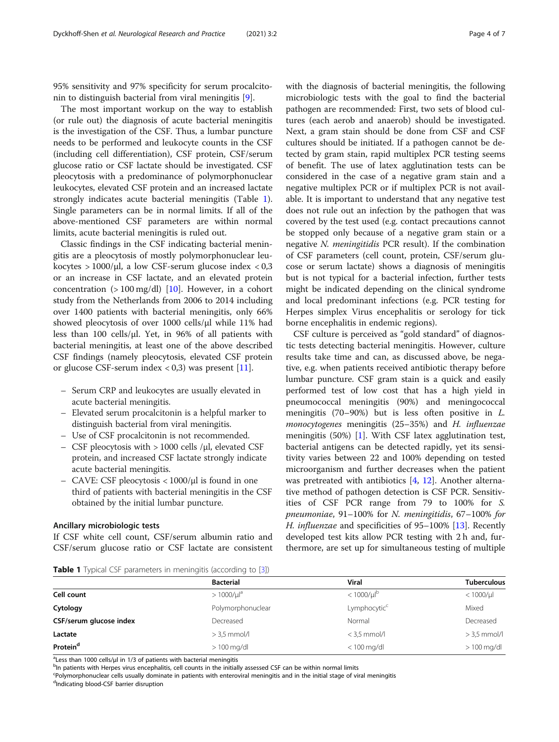95% sensitivity and 97% specificity for serum procalcitonin to distinguish bacterial from viral meningitis [9].

The most important workup on the way to establish (or rule out) the diagnosis of acute bacterial meningitis is the investigation of the CSF. Thus, a lumbar puncture needs to be performed and leukocyte counts in the CSF (including cell differentiation), CSF protein, CSF/serum glucose ratio or CSF lactate should be investigated. CSF pleocytosis with a predominance of polymorphonuclear leukocytes, elevated CSF protein and an increased lactate strongly indicates acute bacterial meningitis (Table 1). Single parameters can be in normal limits. If all of the above-mentioned CSF parameters are within normal limits, acute bacterial meningitis is ruled out.

Classic findings in the CSF indicating bacterial meningitis are a pleocytosis of mostly polymorphonuclear leukocytes > 1000/μl, a low CSF-serum glucose index < 0,3 or an increase in CSF lactate, and an elevated protein concentration (> 100 mg/dl) [10]. However, in a cohort study from the Netherlands from 2006 to 2014 including over 1400 patients with bacterial meningitis, only 66% showed pleocytosis of over 1000 cells/μl while 11% had less than 100 cells/μl. Yet, in 96% of all patients with bacterial meningitis, at least one of the above described CSF findings (namely pleocytosis, elevated CSF protein or glucose CSF-serum index < 0,3) was present [11].

- Serum CRP and leukocytes are usually elevated in acute bacterial meningitis.
- Elevated serum procalcitonin is a helpful marker to distinguish bacterial from viral meningitis.
- Use of CSF procalcitonin is not recommended.
- CSF pleocytosis with > 1000 cells /μl, elevated CSF protein, and increased CSF lactate strongly indicate acute bacterial meningitis.
- CAVE: CSF pleocytosis < 1000/μl is found in one third of patients with bacterial meningitis in the CSF obtained by the initial lumbar puncture.

### Ancillary microbiologic tests

If CSF white cell count, CSF/serum albumin ratio and CSF/serum glucose ratio or CSF lactate are consistent with the diagnosis of bacterial meningitis, the following microbiologic tests with the goal to find the bacterial pathogen are recommended: First, two sets of blood cultures (each aerob and anaerob) should be investigated. Next, a gram stain should be done from CSF and CSF cultures should be initiated. If a pathogen cannot be detected by gram stain, rapid multiplex PCR testing seems of benefit. The use of latex agglutination tests can be considered in the case of a negative gram stain and a negative multiplex PCR or if multiplex PCR is not available. It is important to understand that any negative test does not rule out an infection by the pathogen that was covered by the test used (e.g. contact precautions cannot be stopped only because of a negative gram stain or a negative *N. meningitidis* PCR result). If the combination of CSF parameters (cell count, protein, CSF/serum glucose or serum lactate) shows a diagnosis of meningitis but is not typical for a bacterial infection, further tests might be indicated depending on the clinical syndrome and local predominant infections (e.g. PCR testing for Herpes simplex Virus encephalitis or serology for tick borne encephalitis in endemic regions).

CSF culture is perceived as "gold standard" of diagnostic tests detecting bacterial meningitis. However, culture results take time and can, as discussed above, be negative, e.g. when patients received antibiotic therapy before lumbar puncture. CSF gram stain is a quick and easily performed test of low cost that has a high yield in pneumococcal meningitis (90%) and meningococcal meningitis (70–90%) but is less often positive in *L. monocytogenes* meningitis (25–35%) and *H. influenzae* meningitis (50%) [1]. With CSF latex agglutination test, bacterial antigens can be detected rapidly, yet its sensitivity varies between 22 and 100% depending on tested microorganism and further decreases when the patient was pretreated with antibiotics [4, 12]. Another alternative method of pathogen detection is CSF PCR. Sensitivities of CSF PCR range from 79 to 100% for *S. pneumoniae*, 91–100% for *N. meningitidis*, 67–100% *for H. influenzae* and specificities of 95–100% [13]. Recently developed test kits allow PCR testing with 2 h and, furthermore, are set up for simultaneous testing of multiple

**Table 1** Typical CSF parameters in meningitis (according to [3])

| | Bacterial | Viral | Tuberculous |
|---|---|---|---|
| **Cell count** | > 1000/μl[a] | < 1000/μl[b] | < 1000/μl |
| **Cytology** | Polymorphonuclear | Lymphocytic[c] | Mixed |
| **CSF/serum glucose index** | Decreased | Normal | Decreased |
| **Lactate** | > 3,5 mmol/l | < 3,5 mmol/l | > 3,5 mmol/l |
| **Protein[d]** | > 100 mg/dl | < 100 mg/dl | > 100 mg/dl |

[a]Less than 1000 cells/μl in 1/3 of patients with bacterial meningitis
[b]In patients with Herpes virus encephalitis, cell counts in the initially assessed CSF can be within normal limits
[c]Polymorphonuclear cells usually dominate in patients with enteroviral meningitis and in the initial stage of viral meningitis
[d]Indicating blood-CSF barrier disruption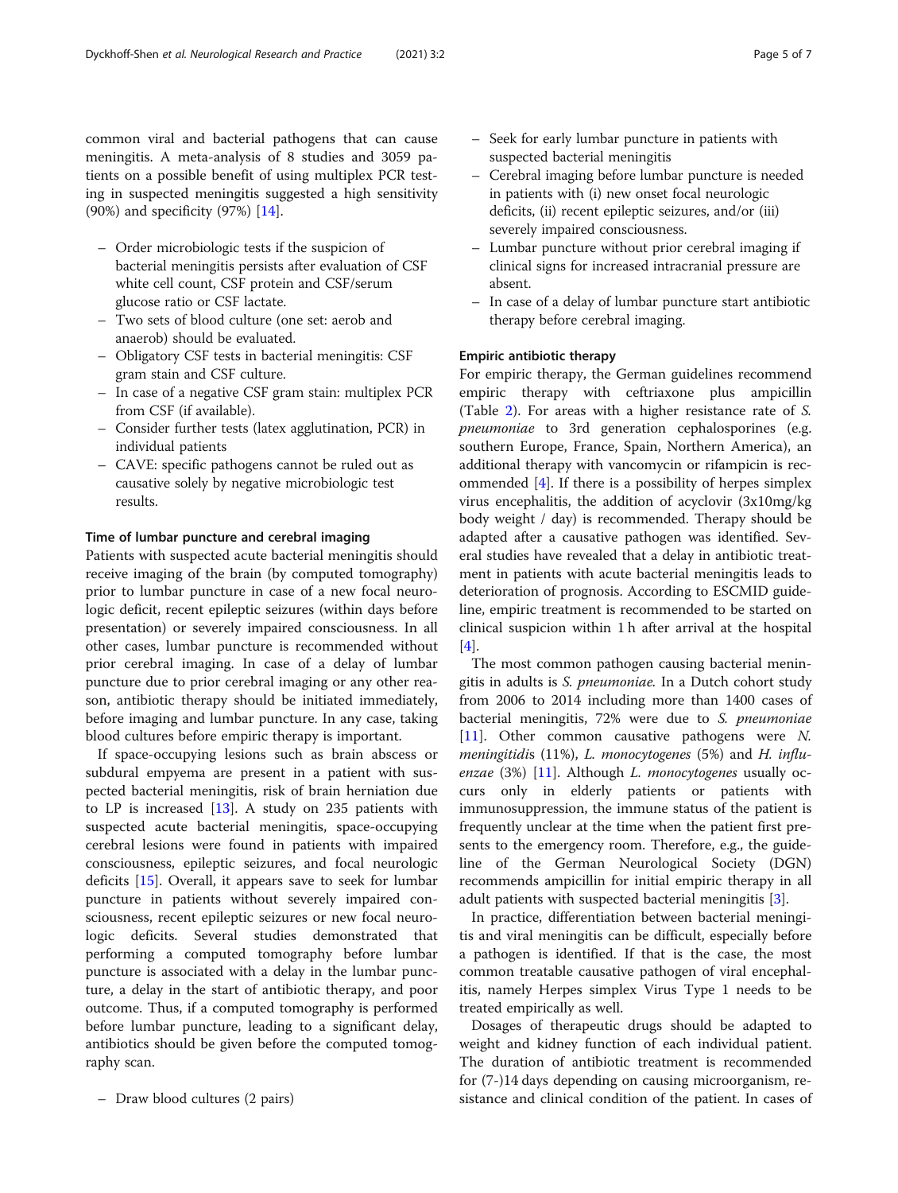common viral and bacterial pathogens that can cause meningitis. A meta-analysis of 8 studies and 3059 patients on a possible benefit of using multiplex PCR testing in suspected meningitis suggested a high sensitivity (90%) and specificity (97%) [14].

- Order microbiologic tests if the suspicion of bacterial meningitis persists after evaluation of CSF white cell count, CSF protein and CSF/serum glucose ratio or CSF lactate.
- Two sets of blood culture (one set: aerob and anaerob) should be evaluated.
- Obligatory CSF tests in bacterial meningitis: CSF gram stain and CSF culture.
- In case of a negative CSF gram stain: multiplex PCR from CSF (if available).
- Consider further tests (latex agglutination, PCR) in individual patients
- CAVE: specific pathogens cannot be ruled out as causative solely by negative microbiologic test results.

#### Time of lumbar puncture and cerebral imaging

Patients with suspected acute bacterial meningitis should receive imaging of the brain (by computed tomography) prior to lumbar puncture in case of a new focal neurologic deficit, recent epileptic seizures (within days before presentation) or severely impaired consciousness. In all other cases, lumbar puncture is recommended without prior cerebral imaging. In case of a delay of lumbar puncture due to prior cerebral imaging or any other reason, antibiotic therapy should be initiated immediately, before imaging and lumbar puncture. In any case, taking blood cultures before empiric therapy is important.

If space-occupying lesions such as brain abscess or subdural empyema are present in a patient with suspected bacterial meningitis, risk of brain herniation due to LP is increased [13]. A study on 235 patients with suspected acute bacterial meningitis, space-occupying cerebral lesions were found in patients with impaired consciousness, epileptic seizures, and focal neurologic deficits [15]. Overall, it appears save to seek for lumbar puncture in patients without severely impaired consciousness, recent epileptic seizures or new focal neurologic deficits. Several studies demonstrated that performing a computed tomography before lumbar puncture is associated with a delay in the lumbar puncture, a delay in the start of antibiotic therapy, and poor outcome. Thus, if a computed tomography is performed before lumbar puncture, leading to a significant delay, antibiotics should be given before the computed tomography scan.

- Draw blood cultures (2 pairs)
- Seek for early lumbar puncture in patients with suspected bacterial meningitis
- Cerebral imaging before lumbar puncture is needed in patients with (i) new onset focal neurologic deficits, (ii) recent epileptic seizures, and/or (iii) severely impaired consciousness.
- Lumbar puncture without prior cerebral imaging if clinical signs for increased intracranial pressure are absent.
- In case of a delay of lumbar puncture start antibiotic therapy before cerebral imaging.

#### Empiric antibiotic therapy

For empiric therapy, the German guidelines recommend empiric therapy with ceftriaxone plus ampicillin (Table 2). For areas with a higher resistance rate of *S. pneumoniae* to 3rd generation cephalosporines (e.g. southern Europe, France, Spain, Northern America), an additional therapy with vancomycin or rifampicin is recommended [4]. If there is a possibility of herpes simplex virus encephalitis, the addition of acyclovir (3x10mg/kg body weight / day) is recommended. Therapy should be adapted after a causative pathogen was identified. Several studies have revealed that a delay in antibiotic treatment in patients with acute bacterial meningitis leads to deterioration of prognosis. According to ESCMID guideline, empiric treatment is recommended to be started on clinical suspicion within 1 h after arrival at the hospital [4].

The most common pathogen causing bacterial meningitis in adults is *S. pneumoniae.* In a Dutch cohort study from 2006 to 2014 including more than 1400 cases of bacterial meningitis, 72% were due to *S. pneumoniae* [11]. Other common causative pathogens were *N. meningitidis* (11%), *L. monocytogenes* (5%) and *H. influenzae* (3%) [11]. Although *L. monocytogenes* usually occurs only in elderly patients or patients with immunosuppression, the immune status of the patient is frequently unclear at the time when the patient first presents to the emergency room. Therefore, e.g., the guideline of the German Neurological Society (DGN) recommends ampicillin for initial empiric therapy in all adult patients with suspected bacterial meningitis [3].

In practice, differentiation between bacterial meningitis and viral meningitis can be difficult, especially before a pathogen is identified. If that is the case, the most common treatable causative pathogen of viral encephalitis, namely Herpes simplex Virus Type 1 needs to be treated empirically as well.

Dosages of therapeutic drugs should be adapted to weight and kidney function of each individual patient. The duration of antibiotic treatment is recommended for (7-)14 days depending on causing microorganism, resistance and clinical condition of the patient. In cases of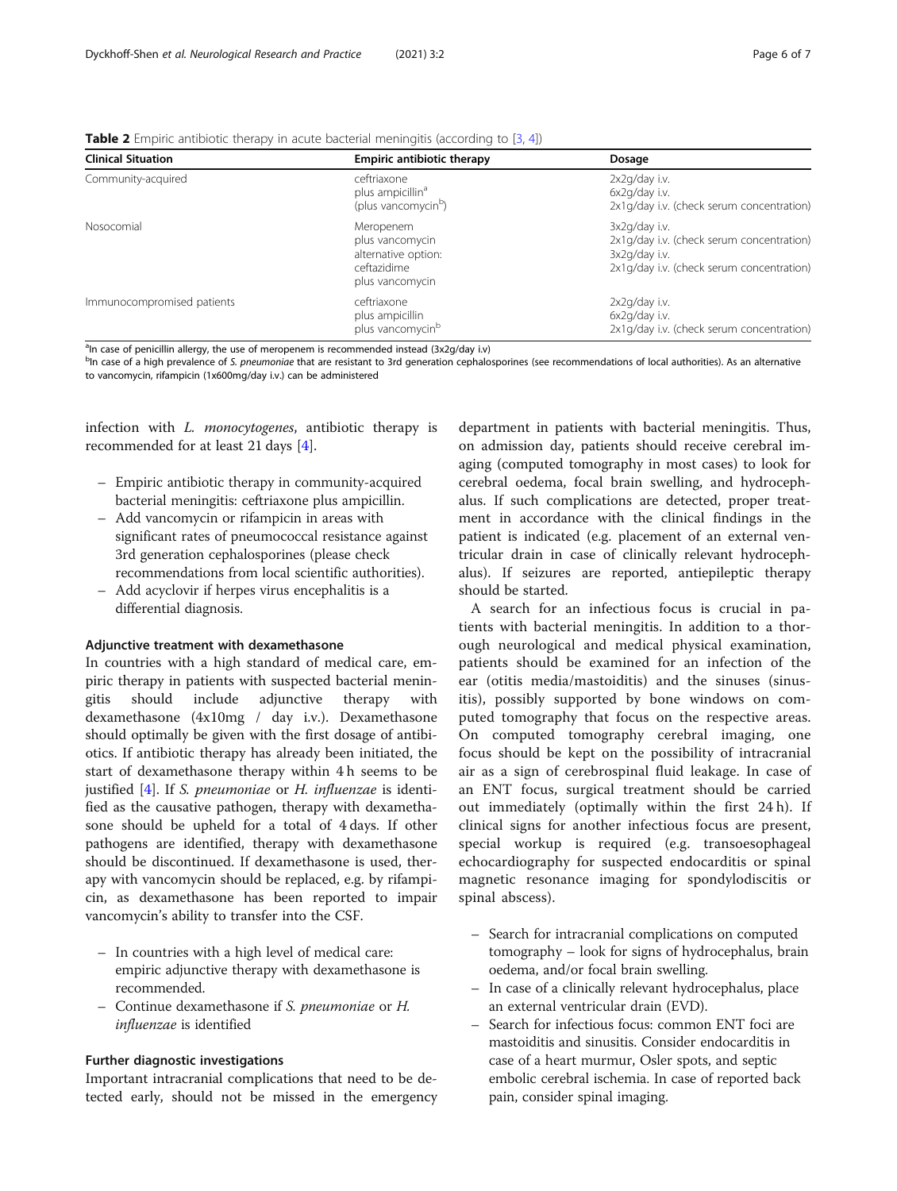**Table 2** Empiric antibiotic therapy in acute bacterial meningitis (according to [3, 4])

| Clinical Situation | Empiric antibiotic therapy | Dosage |
|---|---|---|
| Community-acquired | ceftriaxone<br>plus ampicillin[a]<br>(plus vancomycin[b]) | 2x2g/day i.v.<br>6x2g/day i.v.<br>2x1g/day i.v. (check serum concentration) |
| Nosocomial | Meropenem<br>plus vancomycin<br>alternative option:<br>ceftazidime<br>plus vancomycin | 3x2g/day i.v.<br>2x1g/day i.v. (check serum concentration)<br>3x2g/day i.v.<br>2x1g/day i.v. (check serum concentration) |
| Immunocompromised patients | ceftriaxone<br>plus ampicillin<br>plus vancomycin[b] | 2x2g/day i.v.<br>6x2g/day i.v.<br>2x1g/day i.v. (check serum concentration) |

[a]In case of penicillin allergy, the use of meropenem is recommended instead (3x2g/day i.v)
[b]In case of a high prevalence of *S. pneumoniae* that are resistant to 3rd generation cephalosporines (see recommendations of local authorities). As an alternative to vancomycin, rifampicin (1x600mg/day i.v.) can be administered

infection with *L. monocytogenes*, antibiotic therapy is recommended for at least 21 days [4].

- Empiric antibiotic therapy in community-acquired bacterial meningitis: ceftriaxone plus ampicillin.
- Add vancomycin or rifampicin in areas with significant rates of pneumococcal resistance against 3rd generation cephalosporines (please check recommendations from local scientific authorities).
- Add acyclovir if herpes virus encephalitis is a differential diagnosis.

### Adjunctive treatment with dexamethasone

In countries with a high standard of medical care, empiric therapy in patients with suspected bacterial meningitis should include adjunctive therapy with dexamethasone (4x10mg / day i.v.). Dexamethasone should optimally be given with the first dosage of antibiotics. If antibiotic therapy has already been initiated, the start of dexamethasone therapy within 4 h seems to be justified [4]. If *S. pneumoniae* or *H. influenzae* is identified as the causative pathogen, therapy with dexamethasone should be upheld for a total of 4 days. If other pathogens are identified, therapy with dexamethasone should be discontinued. If dexamethasone is used, therapy with vancomycin should be replaced, e.g. by rifampicin, as dexamethasone has been reported to impair vancomycin's ability to transfer into the CSF.

- In countries with a high level of medical care: empiric adjunctive therapy with dexamethasone is recommended.
- Continue dexamethasone if *S. pneumoniae* or *H. influenzae* is identified

### Further diagnostic investigations

Important intracranial complications that need to be detected early, should not be missed in the emergency department in patients with bacterial meningitis. Thus, on admission day, patients should receive cerebral imaging (computed tomography in most cases) to look for cerebral oedema, focal brain swelling, and hydrocephalus. If such complications are detected, proper treatment in accordance with the clinical findings in the patient is indicated (e.g. placement of an external ventricular drain in case of clinically relevant hydrocephalus). If seizures are reported, antiepileptic therapy should be started.

A search for an infectious focus is crucial in patients with bacterial meningitis. In addition to a thorough neurological and medical physical examination, patients should be examined for an infection of the ear (otitis media/mastoiditis) and the sinuses (sinusitis), possibly supported by bone windows on computed tomography that focus on the respective areas. On computed tomography cerebral imaging, one focus should be kept on the possibility of intracranial air as a sign of cerebrospinal fluid leakage. In case of an ENT focus, surgical treatment should be carried out immediately (optimally within the first 24 h). If clinical signs for another infectious focus are present, special workup is required (e.g. transoesophageal echocardiography for suspected endocarditis or spinal magnetic resonance imaging for spondylodiscitis or spinal abscess).

- Search for intracranial complications on computed tomography – look for signs of hydrocephalus, brain oedema, and/or focal brain swelling.
- In case of a clinically relevant hydrocephalus, place an external ventricular drain (EVD).
- Search for infectious focus: common ENT foci are mastoiditis and sinusitis. Consider endocarditis in case of a heart murmur, Osler spots, and septic embolic cerebral ischemia. In case of reported back pain, consider spinal imaging.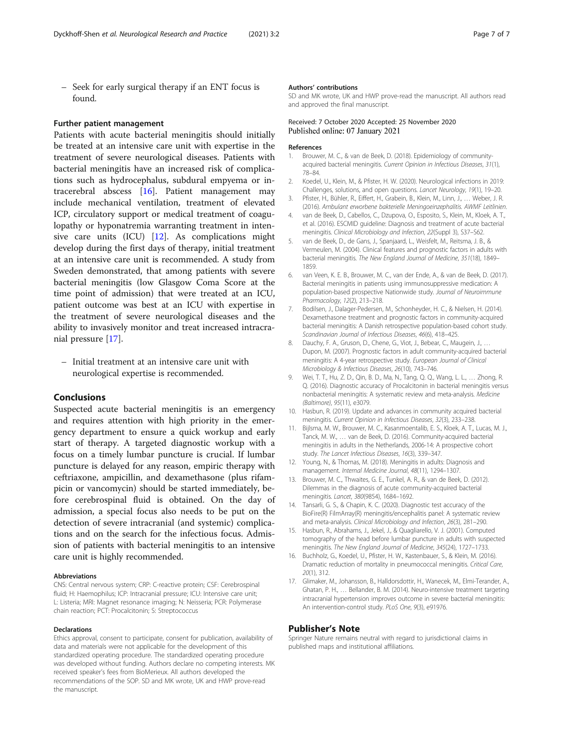– Seek for early surgical therapy if an ENT focus is found.

### Further patient management

Patients with acute bacterial meningitis should initially be treated at an intensive care unit with expertise in the treatment of severe neurological diseases. Patients with bacterial meningitis have an increased risk of complications such as hydrocephalus, subdural empyema or intracerebral abscess [16]. Patient management may include mechanical ventilation, treatment of elevated ICP, circulatory support or medical treatment of coagulopathy or hyponatremia warranting treatment in intensive care units (ICU) [12]. As complications might develop during the first days of therapy, initial treatment at an intensive care unit is recommended. A study from Sweden demonstrated, that among patients with severe bacterial meningitis (low Glasgow Coma Score at the time point of admission) that were treated at an ICU, patient outcome was best at an ICU with expertise in the treatment of severe neurological diseases and the ability to invasively monitor and treat increased intracranial pressure [17].

– Initial treatment at an intensive care unit with neurological expertise is recommended.

## Conclusions

Suspected acute bacterial meningitis is an emergency and requires attention with high priority in the emergency department to ensure a quick workup and early start of therapy. A targeted diagnostic workup with a focus on a timely lumbar puncture is crucial. If lumbar puncture is delayed for any reason, empiric therapy with ceftriaxone, ampicillin, and dexamethasone (plus rifampicin or vancomycin) should be started immediately, before cerebrospinal fluid is obtained. On the day of admission, a special focus also needs to be put on the detection of severe intracranial (and systemic) complications and on the search for the infectious focus. Admission of patients with bacterial meningitis to an intensive care unit is highly recommended.

#### Abbreviations

CNS: Central nervous system; CRP: C-reactive protein; CSF: Cerebrospinal fluid; H: Haemophilus; ICP: Intracranial pressure; ICU: Intensive care unit; L: Listeria; MRI: Magnet resonance imaging; N: Neisseria; PCR: Polymerase chain reaction; PCT: Procalcitonin; S: Streptococcus

#### Declarations

Ethics approval, consent to participate, consent for publication, availability of data and materials were not applicable for the development of this standardized operating procedure. The standardized operating procedure was developed without funding. Authors declare no competing interests. MK received speaker's fees from BioMerieux. All authors developed the recommendations of the SOP. SD and MK wrote, UK and HWP prove-read the manuscript.

#### Authors' contributions

SD and MK wrote, UK and HWP prove-read the manuscript. All authors read and approved the final manuscript.

Received: 7 October 2020 Accepted: 25 November 2020
Published online: 07 January 2021

#### References

1. Brouwer, M. C., & van de Beek, D. (2018). Epidemiology of community-acquired bacterial meningitis. *Current Opinion in Infectious Diseases*, *31*(1), 78–84.
2. Koedel, U., Klein, M., & Pfister, H. W. (2020). Neurological infections in 2019: Challenges, solutions, and open questions. *Lancet Neurology*, *19*(1), 19–20.
3. Pfister, H., Bühler, R., Eiffert, H., Grabein, B., Klein, M., Linn, J., … Weber, J. R. (2016). *Ambulant erworbene bakterielle Meningoeinzephalitis. AWMF Leitlinien.*
4. van de Beek, D., Cabellos, C., Dzupova, O., Esposito, S., Klein, M., Kloek, A. T., et al. (2016). ESCMID guideline: Diagnosis and treatment of acute bacterial meningitis. *Clinical Microbiology and Infection*, *22*(Suppl 3), S37–S62.
5. van de Beek, D., de Gans, J., Spanjaard, L., Weisfelt, M., Reitsma, J. B., & Vermeulen, M. (2004). Clinical features and prognostic factors in adults with bacterial meningitis. *The New England Journal of Medicine*, *351*(18), 1849–1859.
6. van Veen, K. E. B., Brouwer, M. C., van der Ende, A., & van de Beek, D. (2017). Bacterial meningitis in patients using immunosuppressive medication: A population-based prospective Nationwide study. *Journal of Neuroimmune Pharmacology*, *12*(2), 213–218.
7. Bodilsen, J., Dalager-Pedersen, M., Schonheyder, H. C., & Nielsen, H. (2014). Dexamethasone treatment and prognostic factors in community-acquired bacterial meningitis: A Danish retrospective population-based cohort study. *Scandinavian Journal of Infectious Diseases*, *46*(6), 418–425.
8. Dauchy, F. A., Gruson, D., Chene, G., Viot, J., Bebear, C., Maugein, J., … Dupon, M. (2007). Prognostic factors in adult community-acquired bacterial meningitis: A 4-year retrospective study. *European Journal of Clinical Microbiology & Infectious Diseases*, *26*(10), 743–746.
9. Wei, T. T., Hu, Z. D., Qin, B. D., Ma, N., Tang, Q. Q., Wang, L. L., … Zhong, R. Q. (2016). Diagnostic accuracy of Procalcitonin in bacterial meningitis versus nonbacterial meningitis: A systematic review and meta-analysis. *Medicine (Baltimore)*, *95*(11), e3079.
10. Hasbun, R. (2019). Update and advances in community acquired bacterial meningitis. *Current Opinion in Infectious Diseases*, *32*(3), 233–238.
11. Bijlsma, M. W., Brouwer, M. C., Kasanmoentalib, E. S., Kloek, A. T., Lucas, M. J., Tanck, M. W., … van de Beek, D. (2016). Community-acquired bacterial meningitis in adults in the Netherlands, 2006-14: A prospective cohort study. *The Lancet Infectious Diseases*, *16*(3), 339–347.
12. Young, N., & Thomas, M. (2018). Meningitis in adults: Diagnosis and management. *Internal Medicine Journal*, *48*(11), 1294–1307.
13. Brouwer, M. C., Thwaites, G. E., Tunkel, A. R., & van de Beek, D. (2012). Dilemmas in the diagnosis of acute community-acquired bacterial meningitis. *Lancet*, *380*(9854), 1684–1692.
14. Tansarli, G. S., & Chapin, K. C. (2020). Diagnostic test accuracy of the BioFire(R) FilmArray(R) meningitis/encephalitis panel: A systematic review and meta-analysis. *Clinical Microbiology and Infection*, *26*(3), 281–290.
15. Hasbun, R., Abrahams, J., Jekel, J., & Quagliarello, V. J. (2001). Computed tomography of the head before lumbar puncture in adults with suspected meningitis. *The New England Journal of Medicine*, *345*(24), 1727–1733.
16. Buchholz, G., Koedel, U., Pfister, H. W., Kastenbauer, S., & Klein, M. (2016). Dramatic reduction of mortality in pneumococcal meningitis. *Critical Care*, *20*(1), 312.
17. Glimaker, M., Johansson, B., Halldorsdottir, H., Wanecek, M., Elmi-Terander, A., Ghatan, P. H., … Bellander, B. M. (2014). Neuro-intensive treatment targeting intracranial hypertension improves outcome in severe bacterial meningitis: An intervention-control study. *PLoS One*, *9*(3), e91976.

## Publisher's Note

Springer Nature remains neutral with regard to jurisdictional claims in published maps and institutional affiliations.